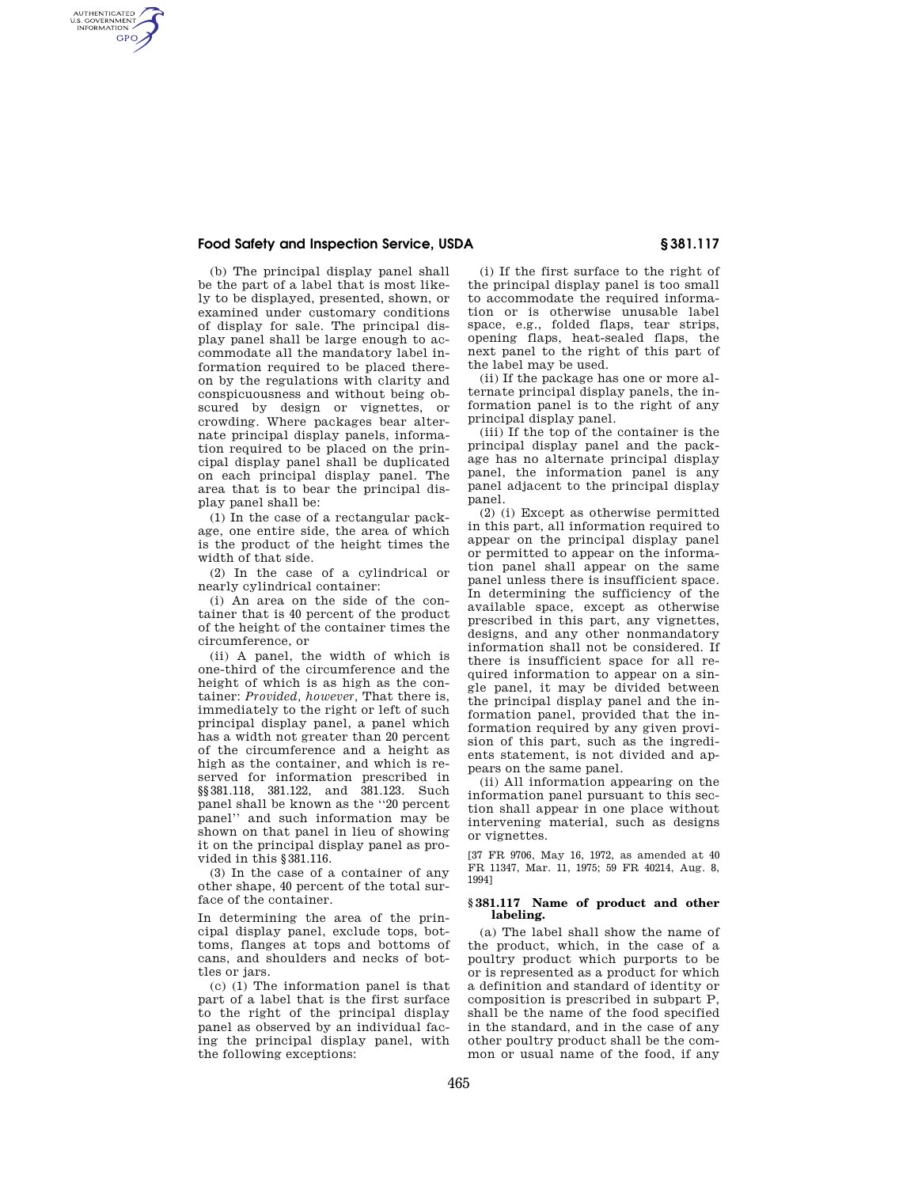(b) The principal display panel shall be the part of a label that is most likely to be displayed, presented, shown, or examined under customary conditions of display for sale. The principal display panel shall be large enough to accommodate all the mandatory label information required to be placed thereon by the regulations with clarity and conspicuousness and without being obscured by design or vignettes, or crowding. Where packages bear alternate principal display panels, information required to be placed on the principal display panel shall be duplicated on each principal display panel. The area that is to bear the principal display panel shall be:

(1) In the case of a rectangular package, one entire side, the area of which is the product of the height times the width of that side.

(2) In the case of a cylindrical or nearly cylindrical container:

(i) An area on the side of the container that is 40 percent of the product of the height of the container times the circumference, or

(ii) A panel, the width of which is one-third of the circumference and the height of which is as high as the container: *Provided, however,* That there is, immediately to the right or left of such principal display panel, a panel which has a width not greater than 20 percent of the circumference and a height as high as the container, and which is reserved for information prescribed in §§381.118, 381.122, and 381.123. Such panel shall be known as the "20 percent panel" and such information may be shown on that panel in lieu of showing it on the principal display panel as provided in this §381.116.

(3) In the case of a container of any other shape, 40 percent of the total surface of the container.

In determining the area of the principal display panel, exclude tops, bottoms, flanges at tops and bottoms of cans, and shoulders and necks of bottles or jars.

(c) (1) The information panel is that part of a label that is the first surface to the right of the principal display panel as observed by an individual facing the principal display panel, with the following exceptions:

(i) If the first surface to the right of the principal display panel is too small to accommodate the required information or is otherwise unusable label space, e.g., folded flaps, tear strips, opening flaps, heat-sealed flaps, the next panel to the right of this part of the label may be used.

(ii) If the package has one or more alternate principal display panels, the information panel is to the right of any principal display panel.

(iii) If the top of the container is the principal display panel and the package has no alternate principal display panel, the information panel is any panel adjacent to the principal display panel.

(2) (i) Except as otherwise permitted in this part, all information required to appear on the principal display panel or permitted to appear on the information panel shall appear on the same panel unless there is insufficient space. In determining the sufficiency of the available space, except as otherwise prescribed in this part, any vignettes, designs, and any other nonmandatory information shall not be considered. If there is insufficient space for all required information to appear on a single panel, it may be divided between the principal display panel and the information panel, provided that the information required by any given provision of this part, such as the ingredients statement, is not divided and appears on the same panel.

(ii) All information appearing on the information panel pursuant to this section shall appear in one place without intervening material, such as designs or vignettes.

[37 FR 9706, May 16, 1972, as amended at 40 FR 11347, Mar. 11, 1975; 59 FR 40214, Aug. 8, 1994]

### §381.117 Name of product and other labeling.

(a) The label shall show the name of the product, which, in the case of a poultry product which purports to be or is represented as a product for which a definition and standard of identity or composition is prescribed in subpart P, shall be the name of the food specified in the standard, and in the case of any other poultry product shall be the common or usual name of the food, if any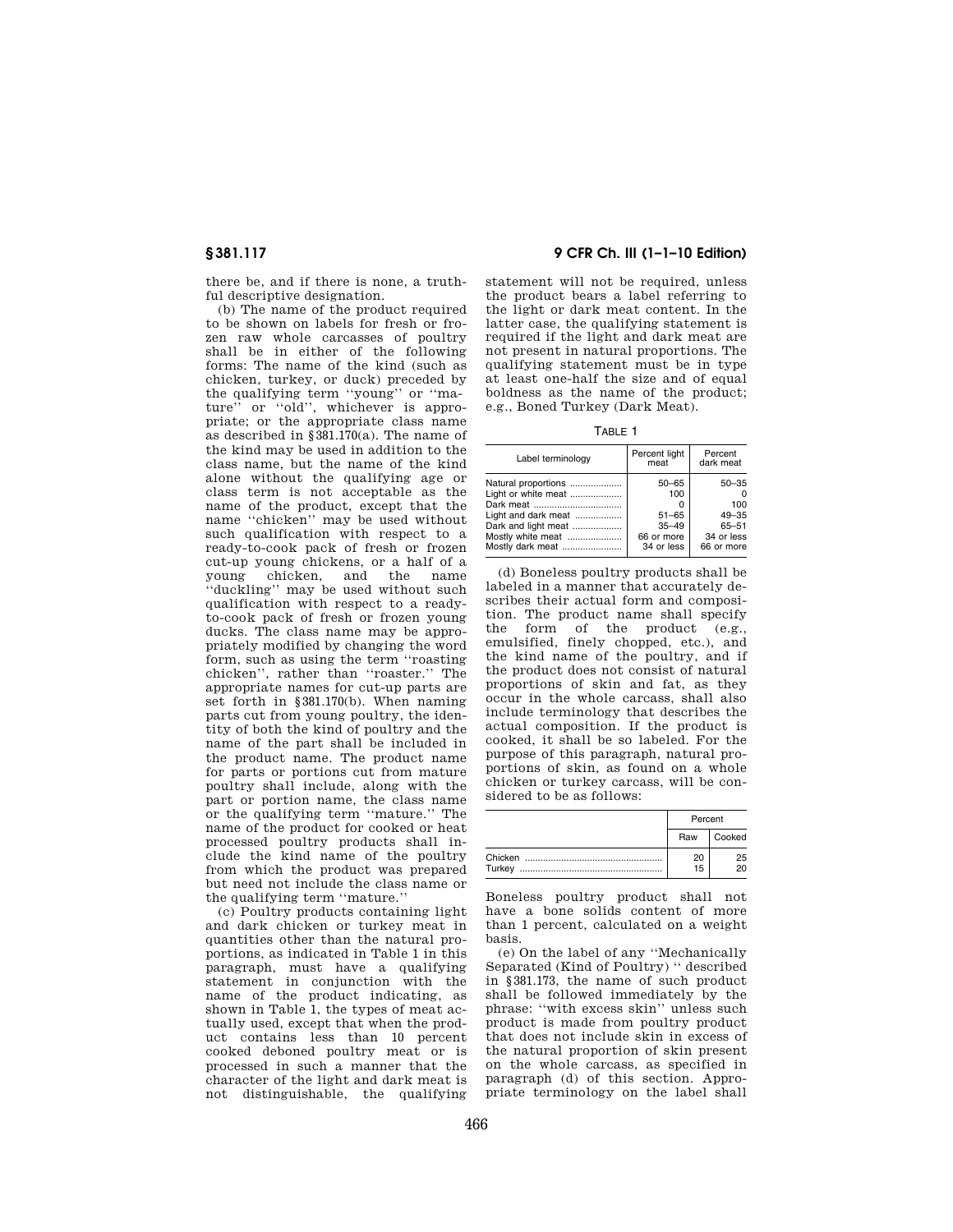there be, and if there is none, a truthful descriptive designation.

(b) The name of the product required to be shown on labels for fresh or frozen raw whole carcasses of poultry shall be in either of the following forms: The name of the kind (such as chicken, turkey, or duck) preceded by the qualifying term ''young'' or ''mature'' or ''old'', whichever is appropriate; or the appropriate class name as described in §381.170(a). The name of the kind may be used in addition to the class name, but the name of the kind alone without the qualifying age or class term is not acceptable as the name of the product, except that the name ''chicken'' may be used without such qualification with respect to a ready-to-cook pack of fresh or frozen cut-up young chickens, or a half of a young chicken, and the name ''duckling'' may be used without such qualification with respect to a ready-to-cook pack of fresh or frozen young ducks. The class name may be appropriately modified by changing the word form, such as using the term ''roasting chicken'', rather than ''roaster.'' The appropriate names for cut-up parts are set forth in §381.170(b). When naming parts cut from young poultry, the identity of both the kind of poultry and the name of the part shall be included in the product name. The product name for parts or portions cut from mature poultry shall include, along with the part or portion name, the class name or the qualifying term ''mature.'' The name of the product for cooked or heat processed poultry products shall include the kind name of the poultry from which the product was prepared but need not include the class name or the qualifying term ''mature.''

(c) Poultry products containing light and dark chicken or turkey meat in quantities other than the natural proportions, as indicated in Table 1 in this paragraph, must have a qualifying statement in conjunction with the name of the product indicating, as shown in Table 1, the types of meat actually used, except that when the product contains less than 10 percent cooked deboned poultry meat or is processed in such a manner that the character of the light and dark meat is not distinguishable, the qualifying statement will not be required, unless the product bears a label referring to the light or dark meat content. In the latter case, the qualifying statement is required if the light and dark meat are not present in natural proportions. The qualifying statement must be in type at least one-half the size and of equal boldness as the name of the product; e.g., Boned Turkey (Dark Meat).

TABLE 1

| Label terminology | Percent light meat | Percent dark meat |
|---|---|---|
| Natural proportions | 50–65 | 50–35 |
| Light or white meat | 100 | 0 |
| Dark meat | 0 | 100 |
| Light and dark meat | 51–65 | 49–35 |
| Dark and light meat | 35–49 | 65–51 |
| Mostly white meat | 66 or more | 34 or less |
| Mostly dark meat | 34 or less | 66 or more |

(d) Boneless poultry products shall be labeled in a manner that accurately describes their actual form and composition. The product name shall specify the form of the product (e.g., emulsified, finely chopped, etc.), and the kind name of the poultry, and if the product does not consist of natural proportions of skin and fat, as they occur in the whole carcass, shall also include terminology that describes the actual composition. If the product is cooked, it shall be so labeled. For the purpose of this paragraph, natural proportions of skin, as found on a whole chicken or turkey carcass, will be considered to be as follows:

| | Percent | |
|---|---|---|
| | Raw | Cooked |
| Chicken | 20 | 25 |
| Turkey | 15 | 20 |

Boneless poultry product shall not have a bone solids content of more than 1 percent, calculated on a weight basis.

(e) On the label of any ''Mechanically Separated (Kind of Poultry) '' described in §381.173, the name of such product shall be followed immediately by the phrase: ''with excess skin'' unless such product is made from poultry product that does not include skin in excess of the natural proportion of skin present on the whole carcass, as specified in paragraph (d) of this section. Appropriate terminology on the label shall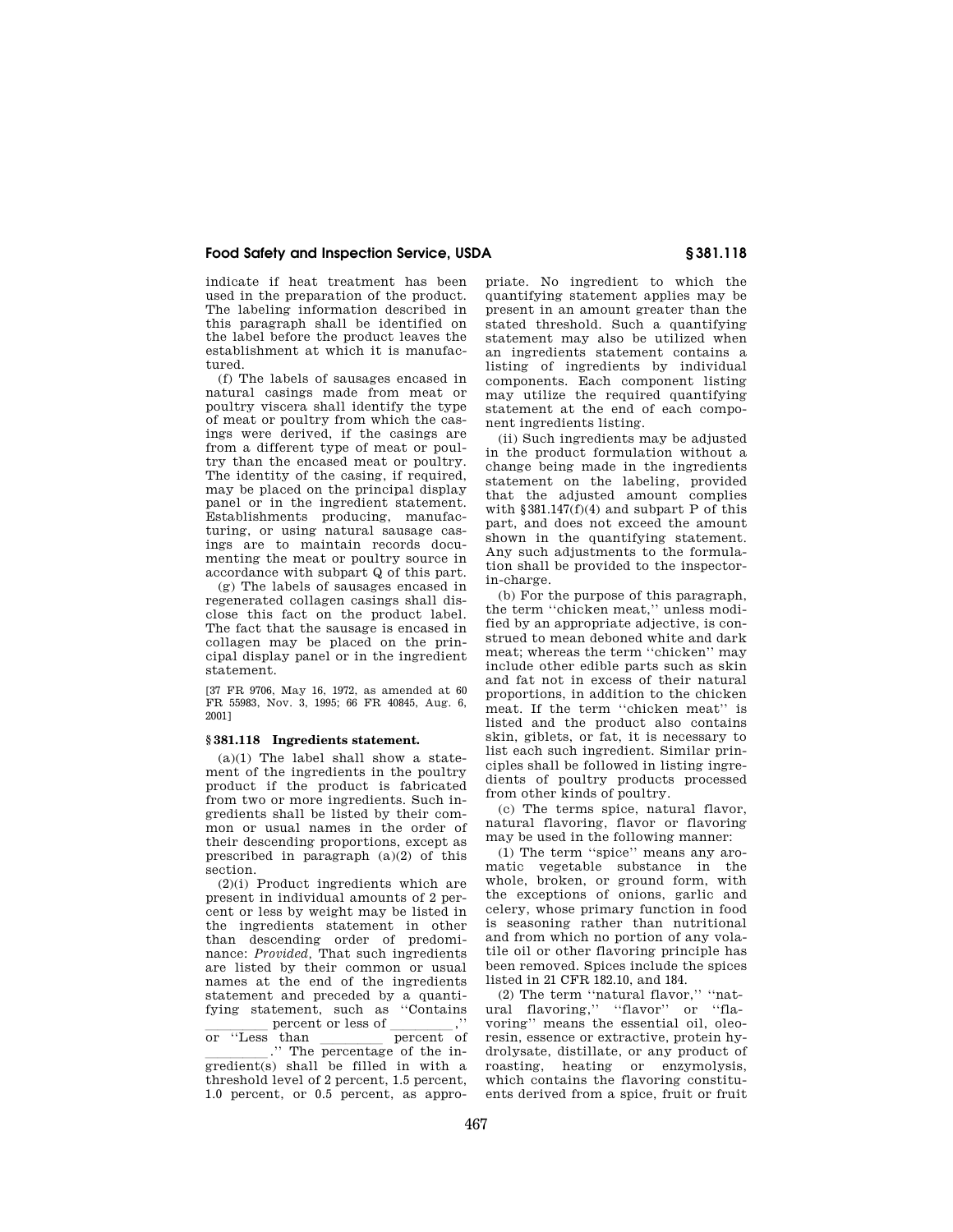indicate if heat treatment has been used in the preparation of the product. The labeling information described in this paragraph shall be identified on the label before the product leaves the establishment at which it is manufactured.

(f) The labels of sausages encased in natural casings made from meat or poultry viscera shall identify the type of meat or poultry from which the casings were derived, if the casings are from a different type of meat or poultry than the encased meat or poultry. The identity of the casing, if required, may be placed on the principal display panel or in the ingredient statement. Establishments producing, manufacturing, or using natural sausage casings are to maintain records documenting the meat or poultry source in accordance with subpart Q of this part.

(g) The labels of sausages encased in regenerated collagen casings shall disclose this fact on the product label. The fact that the sausage is encased in collagen may be placed on the principal display panel or in the ingredient statement.

[37 FR 9706, May 16, 1972, as amended at 60 FR 55983, Nov. 3, 1995; 66 FR 40845, Aug. 6, 2001]

### § 381.118 Ingredients statement.

(a)(1) The label shall show a statement of the ingredients in the poultry product if the product is fabricated from two or more ingredients. Such ingredients shall be listed by their common or usual names in the order of their descending proportions, except as prescribed in paragraph (a)(2) of this section.

(2)(i) Product ingredients which are present in individual amounts of 2 percent or less by weight may be listed in the ingredients statement in other than descending order of predominance: *Provided,* That such ingredients are listed by their common or usual names at the end of the ingredients statement and preceded by a quantifying statement, such as "Contains \_\_\_\_\_\_\_\_ percent or less of \_\_\_\_\_\_\_\_," or "Less than \_\_\_\_\_\_\_\_ percent of \_\_\_\_\_\_\_\_." The percentage of the ingredient(s) shall be filled in with a threshold level of 2 percent, 1.5 percent, 1.0 percent, or 0.5 percent, as appropriate. No ingredient to which the quantifying statement applies may be present in an amount greater than the stated threshold. Such a quantifying statement may also be utilized when an ingredients statement contains a listing of ingredients by individual components. Each component listing may utilize the required quantifying statement at the end of each component ingredients listing.

(ii) Such ingredients may be adjusted in the product formulation without a change being made in the ingredients statement on the labeling, provided that the adjusted amount complies with §381.147(f)(4) and subpart P of this part, and does not exceed the amount shown in the quantifying statement. Any such adjustments to the formulation shall be provided to the inspector-in-charge.

(b) For the purpose of this paragraph, the term "chicken meat," unless modified by an appropriate adjective, is construed to mean deboned white and dark meat; whereas the term "chicken" may include other edible parts such as skin and fat not in excess of their natural proportions, in addition to the chicken meat. If the term "chicken meat" is listed and the product also contains skin, giblets, or fat, it is necessary to list each such ingredient. Similar principles shall be followed in listing ingredients of poultry products processed from other kinds of poultry.

(c) The terms spice, natural flavor, natural flavoring, flavor or flavoring may be used in the following manner:

(1) The term "spice" means any aromatic vegetable substance in the whole, broken, or ground form, with the exceptions of onions, garlic and celery, whose primary function in food is seasoning rather than nutritional and from which no portion of any volatile oil or other flavoring principle has been removed. Spices include the spices listed in 21 CFR 182.10, and 184.

(2) The term "natural flavor," "natural flavoring," "flavor" or "flavoring" means the essential oil, oleoresin, essence or extractive, protein hydrolysate, distillate, or any product of roasting, heating or enzymolysis, which contains the flavoring constituents derived from a spice, fruit or fruit